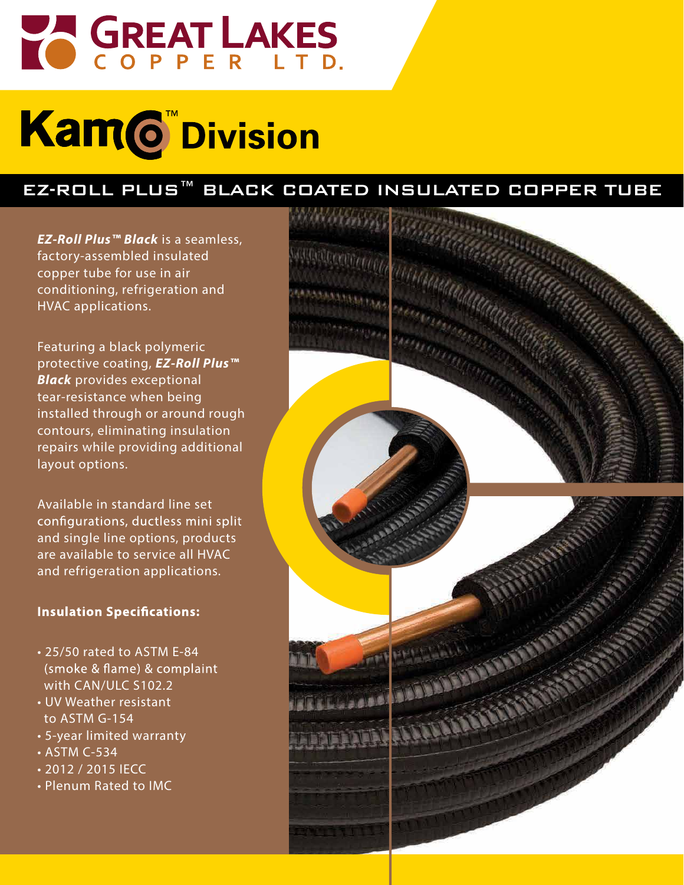# GREAT LAKES COPPER LTD.

# Kamco™ Division

## EZ-ROLL PLUS™ BLACK COATED INSULATED COPPER TUBE

***EZ-Roll Plus™ Black*** is a seamless, factory-assembled insulated copper tube for use in air conditioning, refrigeration and HVAC applications.

Featuring a black polymeric protective coating, ***EZ-Roll Plus™ Black*** provides exceptional tear-resistance when being installed through or around rough contours, eliminating insulation repairs while providing additional layout options.

Available in standard line set configurations, ductless mini split and single line options, products are available to service all HVAC and refrigeration applications.

**Insulation Specifications:**

- 25/50 rated to ASTM E-84 (smoke & flame) & complaint with CAN/ULC S102.2
- UV Weather resistant to ASTM G-154
- 5-year limited warranty
- ASTM C-534
- 2012 / 2015 IECC
- Plenum Rated to IMC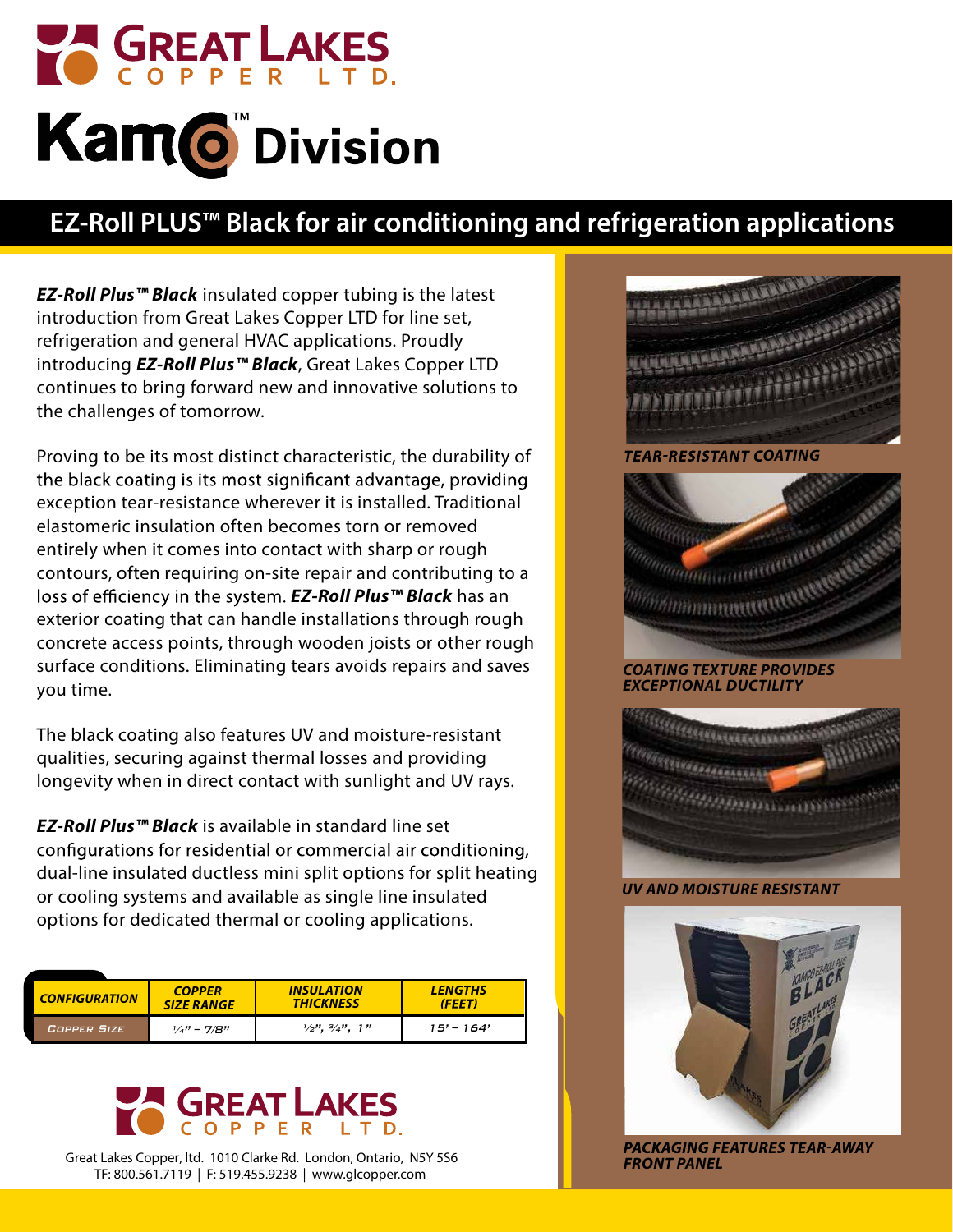# GREAT LAKES COPPER LTD.

# Kamco™ Division

## EZ-Roll PLUS™ Black for air conditioning and refrigeration applications

***EZ-Roll Plus™ Black*** insulated copper tubing is the latest introduction from Great Lakes Copper LTD for line set, refrigeration and general HVAC applications. Proudly introducing ***EZ-Roll Plus™ Black***, Great Lakes Copper LTD continues to bring forward new and innovative solutions to the challenges of tomorrow.

Proving to be its most distinct characteristic, the durability of the black coating is its most significant advantage, providing exception tear-resistance wherever it is installed. Traditional elastomeric insulation often becomes torn or removed entirely when it comes into contact with sharp or rough contours, often requiring on-site repair and contributing to a loss of efficiency in the system. ***EZ-Roll Plus™ Black*** has an exterior coating that can handle installations through rough concrete access points, through wooden joists or other rough surface conditions. Eliminating tears avoids repairs and saves you time.

The black coating also features UV and moisture-resistant qualities, securing against thermal losses and providing longevity when in direct contact with sunlight and UV rays.

***EZ-Roll Plus™ Black*** is available in standard line set configurations for residential or commercial air conditioning, dual-line insulated ductless mini split options for split heating or cooling systems and available as single line insulated options for dedicated thermal or cooling applications.

| CONFIGURATION | COPPER SIZE RANGE | INSULATION THICKNESS | LENGTHS (FEET) |
|---|---|---|---|
| Copper Size | ¼" – 7/8" | ½", ¾", 1" | 15' – 164' |

***TEAR-RESISTANT COATING***

***COATING TEXTURE PROVIDES EXCEPTIONAL DUCTILITY***

***UV AND MOISTURE RESISTANT***

***PACKAGING FEATURES TEAR-AWAY FRONT PANEL***

GREAT LAKES COPPER LTD.

Great Lakes Copper, ltd. 1010 Clarke Rd. London, Ontario, N5Y 5S6
TF: 800.561.7119 | F: 519.455.9238 | www.glcopper.com